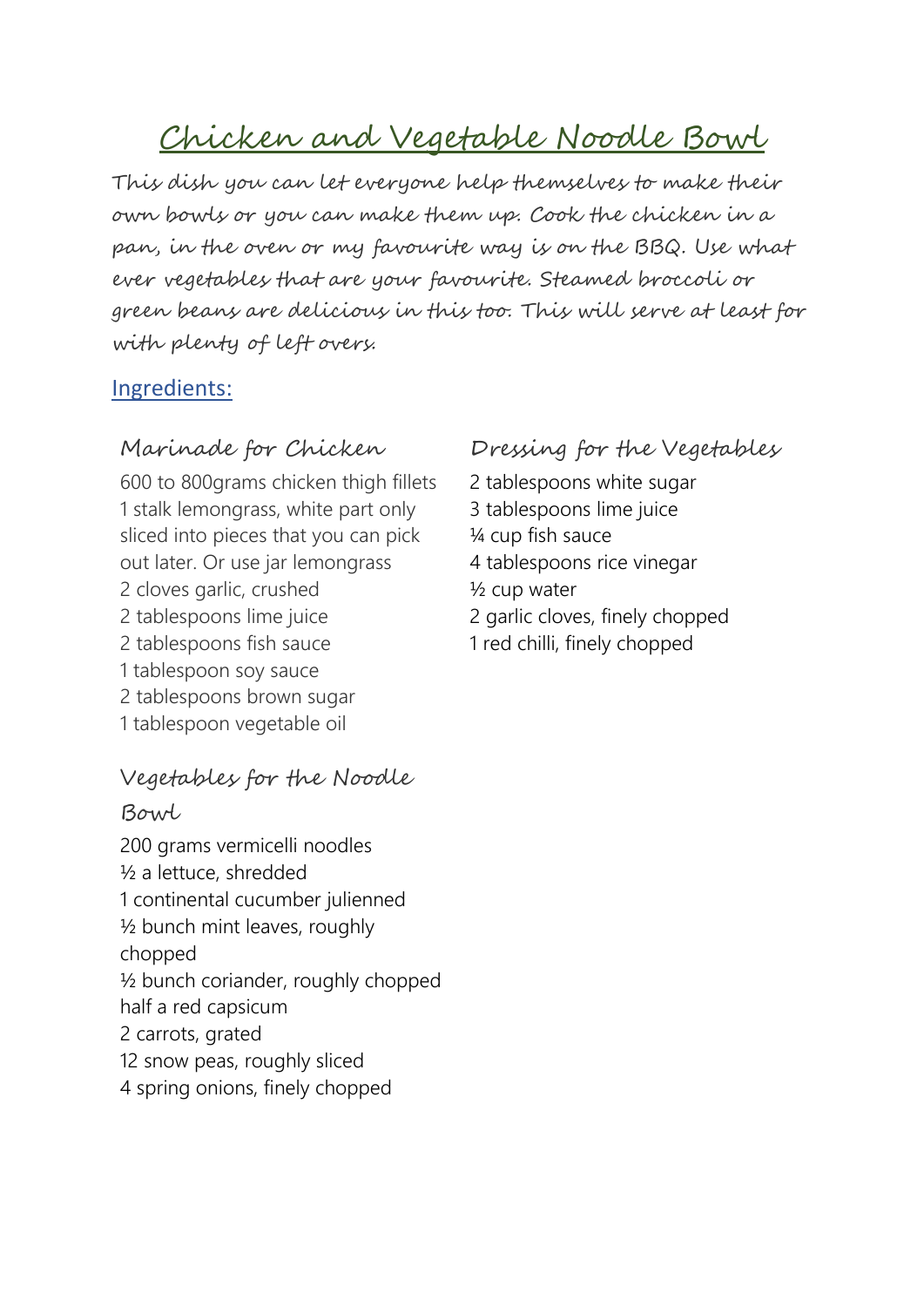# Chicken and Vegetable Noodle Bowl

This dish you can let everyone help themselves to make their own bowls or you can make them up. Cook the chicken in a pan, in the oven or my favourite way is on the BBQ. Use what ever vegetables that are your favourite. Steamed broccoli or green beans are delicious in this too. This will serve at least for with plenty of left overs.

## Ingredients:

### Marinade for Chicken

600 to 800grams chicken thigh fillets
1 stalk lemongrass, white part only sliced into pieces that you can pick out later. Or use jar lemongrass
2 cloves garlic, crushed
2 tablespoons lime juice
2 tablespoons fish sauce
1 tablespoon soy sauce
2 tablespoons brown sugar
1 tablespoon vegetable oil

### Vegetables for the Noodle Bowl

200 grams vermicelli noodles
½ a lettuce, shredded
1 continental cucumber julienned
½ bunch mint leaves, roughly chopped
½ bunch coriander, roughly chopped
half a red capsicum
2 carrots, grated
12 snow peas, roughly sliced
4 spring onions, finely chopped

### Dressing for the Vegetables

2 tablespoons white sugar
3 tablespoons lime juice
¼ cup fish sauce
4 tablespoons rice vinegar
½ cup water
2 garlic cloves, finely chopped
1 red chilli, finely chopped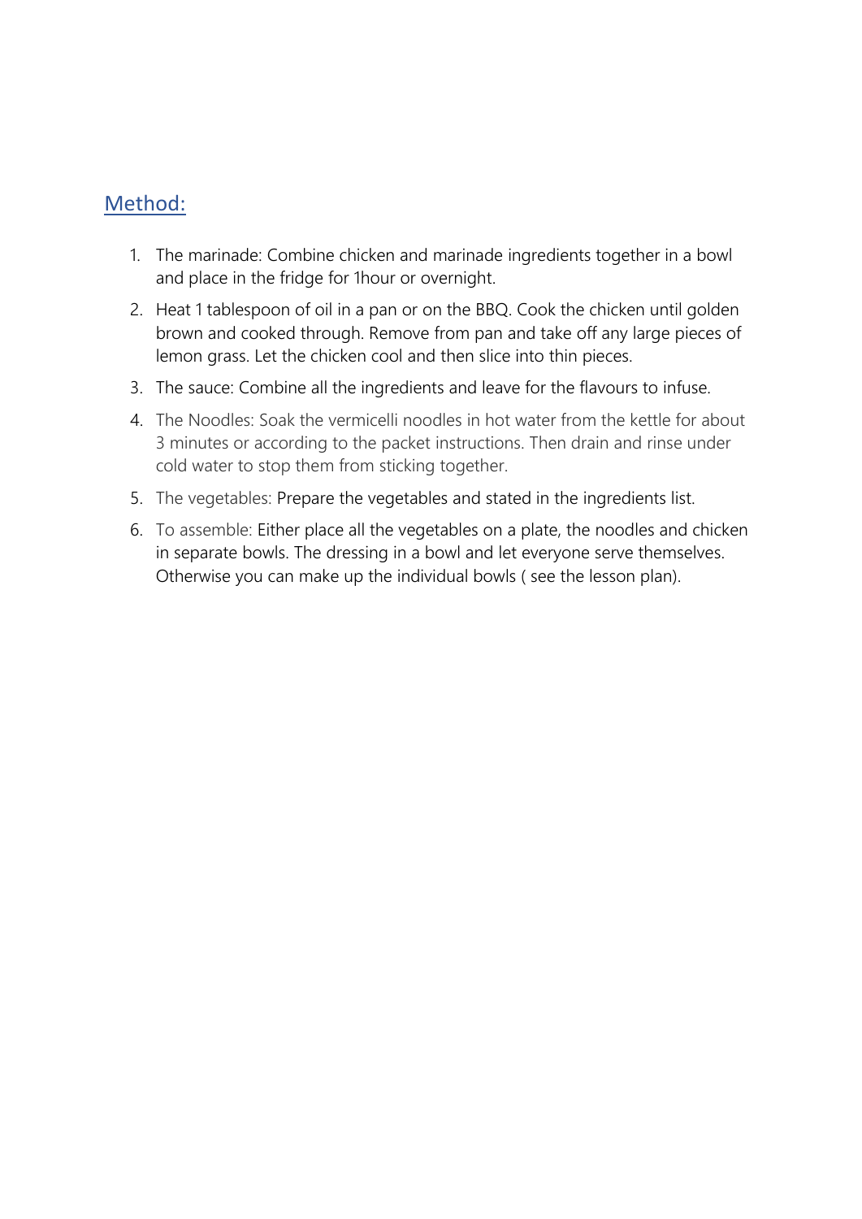## Method:

1. The marinade: Combine chicken and marinade ingredients together in a bowl and place in the fridge for 1hour or overnight.
2. Heat 1 tablespoon of oil in a pan or on the BBQ. Cook the chicken until golden brown and cooked through. Remove from pan and take off any large pieces of lemon grass. Let the chicken cool and then slice into thin pieces.
3. The sauce: Combine all the ingredients and leave for the flavours to infuse.
4. The Noodles: Soak the vermicelli noodles in hot water from the kettle for about 3 minutes or according to the packet instructions. Then drain and rinse under cold water to stop them from sticking together.
5. The vegetables: Prepare the vegetables and stated in the ingredients list.
6. To assemble: Either place all the vegetables on a plate, the noodles and chicken in separate bowls. The dressing in a bowl and let everyone serve themselves. Otherwise you can make up the individual bowls ( see the lesson plan).